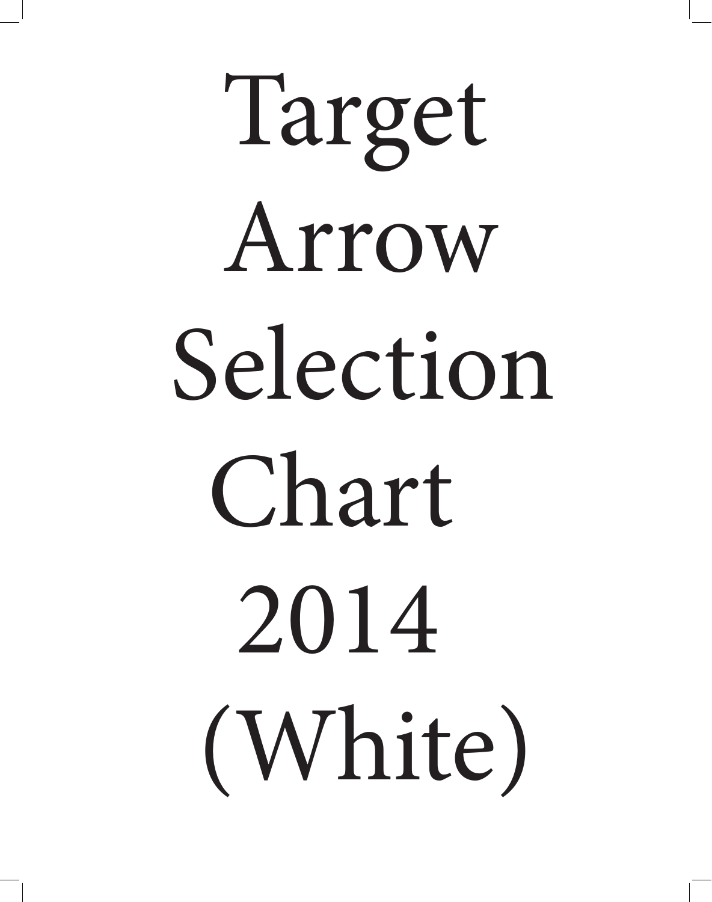# Target Arrow Selection Chart 2014 (White)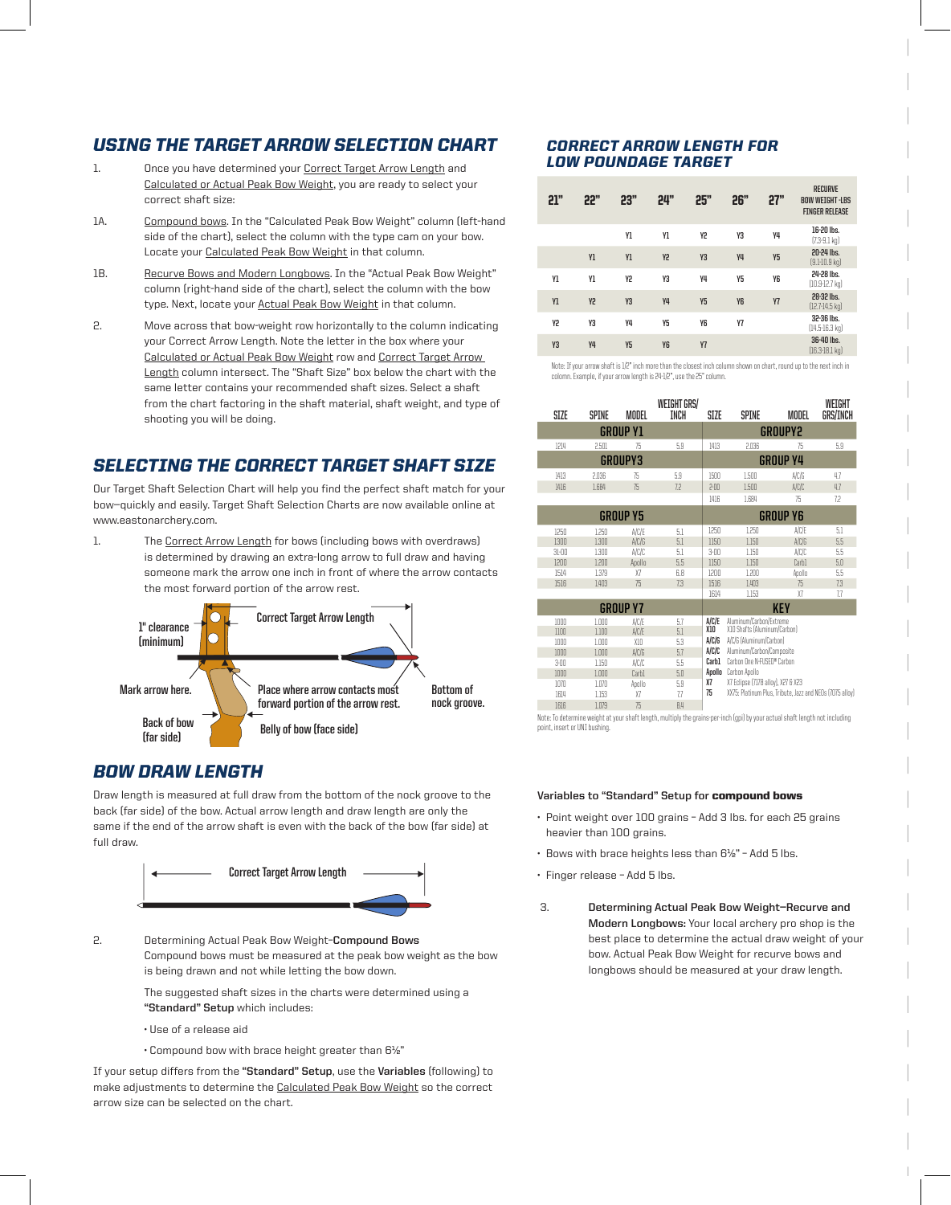## USING THE TARGET ARROW SELECTION CHART

1. Once you have determined your Correct Target Arrow Length and Calculated or Actual Peak Bow Weight, you are ready to select your correct shaft size:

1A. Compound bows. In the "Calculated Peak Bow Weight" column (left-hand side of the chart), select the column with the type cam on your bow. Locate your Calculated Peak Bow Weight in that column.

1B. Recurve Bows and Modern Longbows. In the "Actual Peak Bow Weight" column (right-hand side of the chart), select the column with the bow type. Next, locate your Actual Peak Bow Weight in that column.

2. Move across that bow-weight row horizontally to the column indicating your Correct Arrow Length. Note the letter in the box where your Calculated or Actual Peak Bow Weight row and Correct Target Arrow Length column intersect. The "Shaft Size" box below the chart with the same letter contains your recommended shaft sizes. Select a shaft from the chart factoring in the shaft material, shaft weight, and type of shooting you will be doing.

## SELECTING THE CORRECT TARGET SHAFT SIZE

Our Target Shaft Selection Chart will help you find the perfect shaft match for your bow—quickly and easily. Target Shaft Selection Charts are now available online at www.eastonarchery.com.

1. The Correct Arrow Length for bows (including bows with overdraws) is determined by drawing an extra-long arrow to full draw and having someone mark the arrow one inch in front of where the arrow contacts the most forward portion of the arrow rest.

1" clearance (minimum)

Correct Target Arrow Length

Mark arrow here.

Place where arrow contacts most forward portion of the arrow rest.

Bottom of nock groove.

Back of bow (far side)

Belly of bow (face side)

## BOW DRAW LENGTH

Draw length is measured at full draw from the bottom of the nock groove to the back (far side) of the bow. Actual arrow length and draw length are only the same if the end of the arrow shaft is even with the back of the bow (far side) at full draw.

Correct Target Arrow Length

2. Determining Actual Peak Bow Weight–**Compound Bows**
Compound bows must be measured at the peak bow weight as the bow is being drawn and not while letting the bow down.

The suggested shaft sizes in the charts were determined using a **"Standard" Setup** which includes:

- Use of a release aid
- Compound bow with brace height greater than 6⅛"

If your setup differs from the **"Standard" Setup**, use the **Variables** (following) to make adjustments to determine the Calculated Peak Bow Weight so the correct arrow size can be selected on the chart.

## CORRECT ARROW LENGTH FOR LOW POUNDAGE TARGET

| 21" | 22" | 23" | 24" | 25" | 26" | 27" | RECURVE BOW WEIGHT -LBS FINGER RELEASE |
|---|---|---|---|---|---|---|---|
| | | Y1 | Y1 | Y2 | Y3 | Y4 | 16-20 lbs. (7.3-9.1 kg) |
| | Y1 | Y1 | Y2 | Y3 | Y4 | Y5 | 20-24 lbs. (9.1-10.9 kg) |
| Y1 | Y1 | Y2 | Y3 | Y4 | Y5 | Y6 | 24-28 lbs. (10.9-12.7 kg) |
| Y1 | Y2 | Y3 | Y4 | Y5 | Y6 | Y7 | 28-32 lbs. (12.7-14.5 kg) |
| Y2 | Y3 | Y4 | Y5 | Y6 | Y7 | | 32-36 lbs. (14.5-16.3 kg) |
| Y3 | Y4 | Y5 | Y6 | Y7 | | | 36-40 lbs. (16.3-18.1 kg) |

Note: If your arrow shaft is 1/2" inch more than the closest inch column shown on chart, round up to the next inch in column. Example, if your arrow length is 24-1/2", use the 25" column.

| SIZE | SPINE | MODEL | WEIGHT GRS/ INCH | SIZE | SPINE | MODEL | WEIGHT GRS/INCH |
|---|---|---|---|---|---|---|---|
| **GROUP Y1** | | | | **GROUPY2** | | | |
| 1214 | 2.501 | 75 | 5.9 | 1413 | 2.036 | 75 | 5.9 |
| **GROUPY3** | | | | **GROUP Y4** | | | |
| 1413 | 2.036 | 75 | 5.9 | 1500 | 1.500 | A/C/G | 4.7 |
| 1416 | 1.684 | 75 | 7.2 | 2-00 | 1.500 | A/C/C | 4.7 |
| | | | | 1416 | 1.684 | 75 | 7.2 |
| **GROUP Y5** | | | | **GROUP Y6** | | | |
| 1250 | 1.250 | A/C/E | 5.1 | 1250 | 1.250 | A/C/E | 5.1 |
| 1300 | 1.300 | A/C/G | 5.1 | 1150 | 1.150 | A/C/G | 5.5 |
| 3L-00 | 1.300 | A/C/C | 5.1 | 3-00 | 1.150 | A/C/C | 5.5 |
| 1200 | 1.200 | Apollo | 5.5 | 1150 | 1.150 | Carb1 | 5.0 |
| 1514 | 1.379 | X7 | 6.8 | 1200 | 1.200 | Apollo | 5.5 |
| 1516 | 1.403 | 75 | 7.3 | 1516 | 1.403 | 75 | 7.3 |
| | | | | 1614 | 1.153 | X7 | 7.7 |
| **GROUP Y7** | | | | **KEY** | | | |
| 1000 | 1.000 | A/C/E | 5.7 | A/C/E | Aluminum/Carbon/Extreme | | |
| 1100 | 1.100 | A/C/E | 5.1 | X10 | X10 Shafts (Aluminum/Carbon) | | |
| 1000 | 1.000 | X10 | 5.3 | A/C/G | A/C/G (Aluminum/Carbon) | | |
| 1000 | 1.000 | A/C/G | 5.7 | A/C/C | Aluminum/Carbon/Composite | | |
| 3-00 | 1.150 | A/C/C | 5.5 | Carb1 | Carbon One N-FUSED® Carbon | | |
| 1000 | 1.000 | Carb1 | 5.0 | Apollo | Carbon Apollo | | |
| 1070 | 1.070 | Apollo | 5.9 | X7 | X7 Eclipse (7178 alloy), X27 & X23 | | |
| 1614 | 1.153 | X7 | 7.7 | 75 | XX75: Platinum Plus, Tribute, Jazz and NEOs (7075 alloy) | | |
| 1616 | 1.079 | 75 | 8.4 | | | | |

Note: To determine weight at your shaft length, multiply the grains-per-inch (gpi) by your actual shaft length not including point, insert or UNI bushing.

**Variables to "Standard" Setup for compound bows**

- Point weight over 100 grains – Add 3 lbs. for each 25 grains heavier than 100 grains.
- Bows with brace heights less than 6½" – Add 5 lbs.
- Finger release – Add 5 lbs.

3. **Determining Actual Peak Bow Weight–Recurve and Modern Longbows:** Your local archery pro shop is the best place to determine the actual draw weight of your bow. Actual Peak Bow Weight for recurve bows and longbows should be measured at your draw length.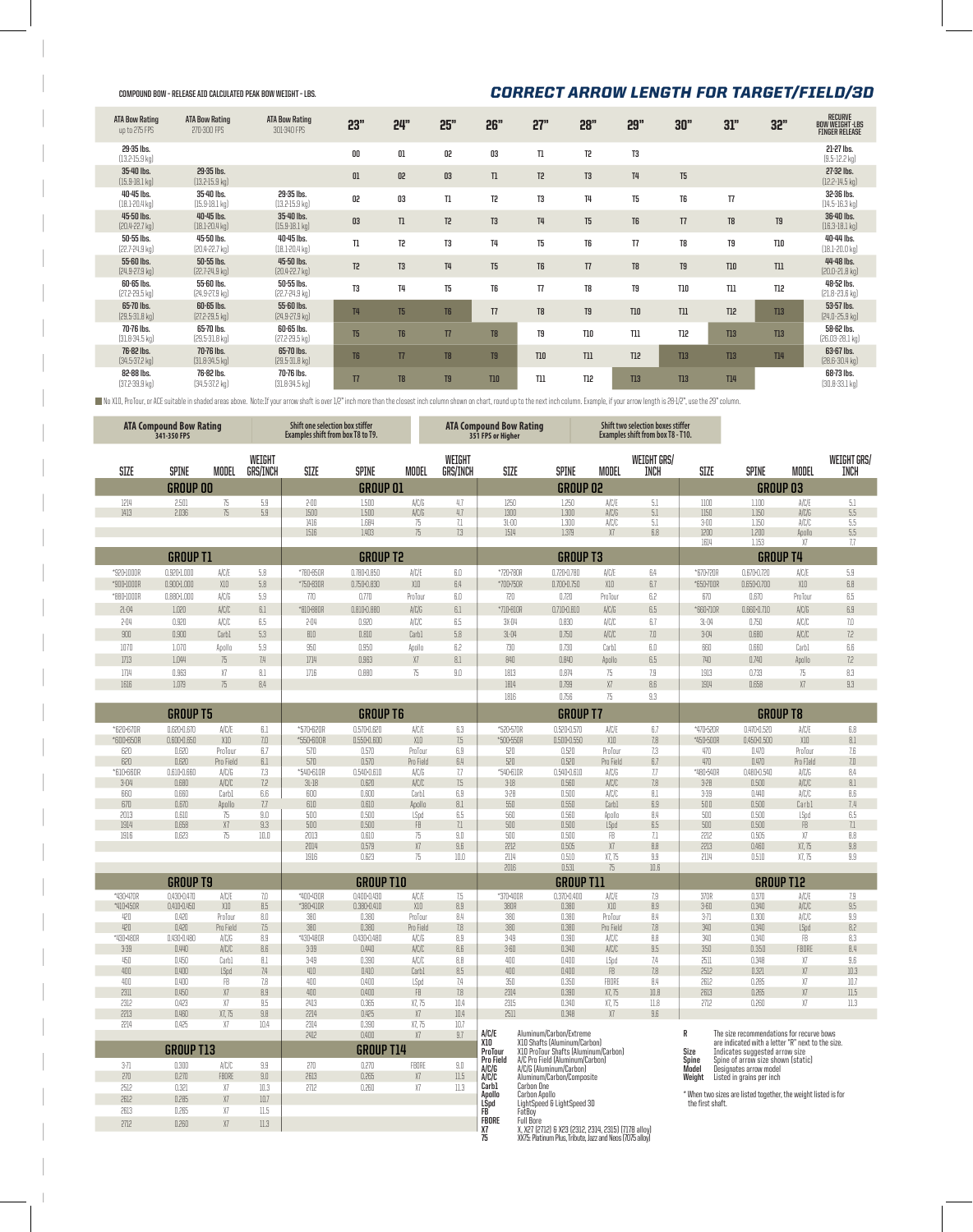**COMPOUND BOW - RELEASE AID CALCULATED PEAK BOW WEIGHT - LBS.**

## CORRECT ARROW LENGTH FOR TARGET/FIELD/3D

| ATA Bow Rating up to 275 FPS | ATA Bow Rating 270-300 FPS | ATA Bow Rating 301-340 FPS | 23" | 24" | 25" | 26" | 27" | 28" | 29" | 30" | 31" | 32" | RECURVE BOW WEIGHT -LBS FINGER RELEASE |
|---|---|---|---|---|---|---|---|---|---|---|---|---|---|
| 29-35 lbs. (13.2-15.9 kg) | | | 00 | 01 | 02 | 03 | T1 | T2 | T3 | | | | 21-27 lbs. (9.5-12.2 kg) |
| 35-40 lbs. (15.9-18.1 kg) | 29-35 lbs. (13.2-15.9 kg) | | 01 | 02 | 03 | T1 | T2 | T3 | T4 | T5 | | | 27-32 lbs. (12.2-14.5 kg) |
| 40-45 lbs. (18.1-20.4 kg) | 35-40 lbs. (15.9-18.1 kg) | 29-35 lbs. (13.2-15.9 kg) | 02 | 03 | T1 | T2 | T3 | T4 | T5 | T6 | T7 | | 32-36 lbs. (14.5-16.3 kg) |
| 45-50 lbs. (20.4-22.7 kg) | 40-45 lbs. (18.1-20.4 kg) | 35-40 lbs. (15.9-18.1 kg) | 03 | T1 | T2 | T3 | T4 | T5 | T6 | T7 | T8 | T9 | 36-40 lbs. (16.3-18.1 kg) |
| 50-55 lbs. (22.7-24.9 kg) | 45-50 lbs. (20.4-22.7 kg) | 40-45 lbs. (18.1-20.4 kg) | T1 | T2 | T3 | T4 | T5 | T6 | T7 | T8 | T9 | T10 | 40-44 lbs. (18.1-20.0 kg) |
| 55-60 lbs. (24.9-27.9 kg) | 50-55 lbs. (22.7-24.9 kg) | 45-50 lbs. (20.4-22.7 kg) | T2 | T3 | T4 | T5 | T6 | T7 | T8 | T9 | T10 | T11 | 44-48 lbs. (20.0-21.8 kg) |
| 60-65 lbs. (27.2-29.5 kg) | 55-60 lbs. (24.9-27.9 kg) | 50-55 lbs. (22.7-24.9 kg) | T3 | T4 | T5 | T6 | T7 | T8 | T9 | T10 | T11 | T12 | 48-52 lbs. (21.8-23.6 kg) |
| 65-70 lbs. (29.5-31.8 kg) | 60-65 lbs. (27.2-29.5 kg) | 55-60 lbs. (24.9-27.9 kg) | T4 | T5 | T6 | T7 | T8 | T9 | T10 | T11 | T12 | T13 | 53-57 lbs. (24.0-25.9 kg) |
| 70-76 lbs. (31.8-34.5 kg) | 65-70 lbs. (29.5-31.8 kg) | 60-65 lbs. (27.2-29.5 kg) | T5 | T6 | T7 | T8 | T9 | T10 | T11 | T12 | T13 | T13 | 58-62 lbs. (26.03-28.1 kg) |
| 76-82 lbs. (34.5-37.2 kg) | 70-76 lbs. (31.8-34.5 kg) | 65-70 lbs. (29.5-31.8 kg) | T6 | T7 | T8 | T9 | T10 | T11 | T12 | T13 | T13 | T14 | 63-67 lbs. (28.6-30.4 kg) |
| 82-88 lbs. (37.2-39.9 kg) | 76-82 lbs. (34.5-37.2 kg) | 70-76 lbs. (31.8-34.5 kg) | T7 | T8 | T9 | T10 | T11 | T12 | T13 | T13 | T14 | | 68-73 lbs. (30.8-33.1 kg) |

■ No X10, ProTour, or ACE suitable in shaded areas above. Note: If your arrow shaft is over 1/2" inch more than the closest inch column shown on chart, round up to the next inch column. Example, if your arrow length is 28-1/2", use the 29" column.

| ATA Compound Bow Rating 341-350 FPS | Shift one selection box stiffer. Examples shift from box T8 to T9. |
|---|---|

| ATA Compound Bow Rating 351 FPS or Higher | Shift two selection boxes stiffer. Examples shift from box T8 - T10. |
|---|---|

### GROUP 00

| SIZE | SPINE | MODEL | WEIGHT GRS/INCH |
|---|---|---|---|
| 1214 | 2.501 | 75 | 5.9 |
| 1413 | 2.036 | 75 | 5.9 |

### GROUP 01

| SIZE | SPINE | MODEL | WEIGHT GRS/INCH |
|---|---|---|---|
| 2-00 | 1.500 | A/C/G | 4.7 |
| 1500 | 1.500 | A/C/G | 4.7 |
| 1416 | 1.684 | 75 | 7.1 |
| 1516 | 1.403 | 75 | 7.3 |

### GROUP 02

| SIZE | SPINE | MODEL | WEIGHT GRS/INCH |
|---|---|---|---|
| 1250 | 1.250 | A/C/E | 5.1 |
| 1300 | 1.300 | A/C/G | 5.1 |
| 3L-00 | 1.300 | A/C/C | 5.1 |
| 1514 | 1.379 | X7 | 6.8 |

### GROUP 03

| SIZE | SPINE | MODEL | WEIGHT GRS/INCH |
|---|---|---|---|
| 1100 | 1.100 | A/C/E | 5.1 |
| 1150 | 1.150 | A/C/G | 5.5 |
| 3-00 | 1.150 | A/C/C | 5.5 |
| 1200 | 1.200 | Apollo | 5.5 |
| 1614 | 1.153 | X7 | 7.7 |

### GROUP T1

| SIZE | SPINE | MODEL | WEIGHT GRS/INCH |
|---|---|---|---|
| *920-1000R | 0.920-1.000 | A/C/E | 5.8 |
| *900-1000R | 0.900-1.000 | X10 | 5.8 |
| *880-1000R | 0.880-1.000 | A/C/G | 5.9 |
| 2L-04 | 1.020 | A/C/C | 6.1 |
| 2-04 | 0.920 | A/C/C | 6.5 |
| 900 | 0.900 | Carb1 | 5.3 |
| 1070 | 1.070 | Apollo | 5.9 |
| 1713 | 1.044 | 75 | 7.4 |
| 1714 | 0.963 | X7 | 8.1 |
| 1616 | 1.079 | 75 | 8.4 |

### GROUP T2

| SIZE | SPINE | MODEL | WEIGHT GRS/INCH |
|---|---|---|---|
| *780-850R | 0.780-0.850 | A/C/E | 6.0 |
| *750-830R | 0.750-0.830 | X10 | 6.4 |
| 770 | 0.770 | ProTour | 6.0 |
| *810-880R | 0.810-0.880 | A/C/G | 6.1 |
| 2-04 | 0.920 | A/C/C | 6.5 |
| 810 | 0.810 | Carb1 | 5.8 |
| 950 | 0.950 | Apollo | 6.2 |
| 1714 | 0.963 | X7 | 8.1 |
| 1716 | 0.880 | 75 | 9.0 |

### GROUP T3

| SIZE | SPINE | MODEL | WEIGHT GRS/INCH |
|---|---|---|---|
| *720-780R | 0.720-0.780 | A/C/E | 6.4 |
| *700-750R | 0.700-0.750 | X10 | 6.7 |
| 720 | 0.720 | ProTour | 6.2 |
| *710-810R | 0.710-0.810 | A/C/G | 6.5 |
| 3X-04 | 0.830 | A/C/C | 6.7 |
| 3L-04 | 0.750 | A/C/C | 7.0 |
| 730 | 0.730 | Carb1 | 6.0 |
| 840 | 0.840 | Apollo | 6.5 |
| 1813 | 0.874 | 75 | 7.9 |
| 1814 | 0.799 | X7 | 8.6 |
| 1816 | 0.756 | 75 | 9.3 |

### GROUP T4

| SIZE | SPINE | MODEL | WEIGHT GRS/INCH |
|---|---|---|---|
| *670-720R | 0.670-0.720 | A/C/E | 5.9 |
| *650-700R | 0.650-0.700 | X10 | 6.8 |
| 670 | 0.670 | ProTour | 6.5 |
| *660-710R | 0.660-0.710 | A/C/G | 6.9 |
| 3L-04 | 0.750 | A/C/C | 7.0 |
| 3-04 | 0.680 | A/C/C | 7.2 |
| 660 | 0.660 | Carb1 | 6.6 |
| 740 | 0.740 | Apollo | 7.2 |
| 1913 | 0.733 | 75 | 8.3 |
| 1914 | 0.658 | X7 | 9.3 |

### GROUP T5

| SIZE | SPINE | MODEL | WEIGHT GRS/INCH |
|---|---|---|---|
| *620-670R | 0.620-0.670 | A/C/E | 6.1 |
| *600-650R | 0.600-0.650 | X10 | 7.0 |
| 620 | 0.620 | ProTour | 6.7 |
| 620 | 0.620 | Pro Field | 6.1 |
| *610-660R | 0.610-0.660 | A/C/G | 7.3 |
| 3-04 | 0.680 | A/C/C | 7.2 |
| 660 | 0.660 | Carb1 | 6.6 |
| 670 | 0.670 | Apollo | 7.7 |
| 2013 | 0.610 | 75 | 9.0 |
| 1914 | 0.658 | X7 | 9.3 |
| 1916 | 0.623 | 75 | 10.0 |

### GROUP T6

| SIZE | SPINE | MODEL | WEIGHT GRS/INCH |
|---|---|---|---|
| *570-620R | 0.570-0.620 | A/C/E | 6.3 |
| *550-600R | 0.550-0.600 | X10 | 7.5 |
| 570 | 0.570 | ProTour | 6.9 |
| 570 | 0.570 | Pro Field | 6.4 |
| *540-610R | 0.540-0.610 | A/C/G | 7.7 |
| 3L-18 | 0.620 | A/C/C | 7.5 |
| 600 | 0.600 | Carb1 | 6.9 |
| 610 | 0.610 | Apollo | 8.1 |
| 500 | 0.500 | LSpd | 6.5 |
| 500 | 0.500 | FB | 7.1 |
| 2013 | 0.610 | 75 | 9.0 |
| 2014 | 0.579 | X7 | 9.6 |
| 1916 | 0.623 | 75 | 10.0 |

### GROUP T7

| SIZE | SPINE | MODEL | WEIGHT GRS/INCH |
|---|---|---|---|
| *520-570R | 0.520-0.570 | A/C/E | 6.7 |
| *500-550R | 0.500-0.550 | X10 | 7.8 |
| 520 | 0.520 | ProTour | 7.3 |
| 520 | 0.520 | Pro Field | 6.7 |
| *540-610R | 0.540-0.610 | A/C/G | 7.7 |
| 3-18 | 0.560 | A/C/C | 7.8 |
| 3-28 | 0.500 | A/C/C | 8.1 |
| 550 | 0.550 | Carb1 | 6.9 |
| 560 | 0.560 | Apollo | 8.4 |
| 500 | 0.500 | LSpd | 6.5 |
| 500 | 0.500 | FB | 7.1 |
| 2212 | 0.505 | X7 | 8.8 |
| 2114 | 0.510 | X7, 75 | 9.9 |
| 2016 | 0.531 | 75 | 10.6 |

### GROUP T8

| SIZE | SPINE | MODEL | WEIGHT GRS/INCH |
|---|---|---|---|
| *470-520R | 0.470-0.520 | A/C/E | 6.8 |
| *450-500R | 0.450-0.500 | X10 | 8.1 |
| 470 | 0.470 | ProTour | 7.6 |
| 470 | 0.470 | Pro Field | 7.0 |
| *480-540R | 0.480-0.540 | A/C/G | 8.4 |
| 3-28 | 0.500 | A/C/C | 8.1 |
| 3-39 | 0.440 | A/C/C | 8.6 |
| 500 | 0.500 | Carb1 | 7.4 |
| 500 | 0.500 | LSpd | 6.5 |
| 500 | 0.500 | FB | 7.1 |
| 2212 | 0.505 | X7 | 8.8 |
| 2213 | 0.460 | X7, 75 | 9.8 |
| 2114 | 0.510 | X7, 75 | 9.9 |

### GROUP T9

| SIZE | SPINE | MODEL | WEIGHT GRS/INCH |
|---|---|---|---|
| *430-470R | 0.430-0.470 | A/C/E | 7.0 |
| *410-450R | 0.410-0.450 | X10 | 8.5 |
| 420 | 0.420 | ProTour | 8.0 |
| 420 | 0.420 | Pro Field | 7.5 |
| *430-480R | 0.430-0.480 | A/C/G | 8.9 |
| 3-39 | 0.440 | A/C/C | 8.6 |
| 450 | 0.450 | Carb1 | 8.1 |
| 400 | 0.400 | LSpd | 7.4 |
| 400 | 0.400 | FB | 7.8 |
| 2311 | 0.450 | X7 | 8.9 |
| 2312 | 0.423 | X7 | 9.5 |
| 2213 | 0.460 | X7, 75 | 9.8 |
| 2214 | 0.425 | X7 | 10.4 |

### GROUP T10

| SIZE | SPINE | MODEL | WEIGHT GRS/INCH |
|---|---|---|---|
| *400-430R | 0.400-0.430 | A/C/E | 7.5 |
| *380-410R | 0.380-0.410 | X10 | 8.9 |
| 380 | 0.380 | ProTour | 8.4 |
| 380 | 0.380 | Pro Field | 7.8 |
| *430-480R | 0.430-0.480 | A/C/G | 8.9 |
| 3-39 | 0.440 | A/C/C | 8.6 |
| 3-49 | 0.390 | A/C/C | 8.8 |
| 410 | 0.410 | Carb1 | 8.5 |
| 400 | 0.400 | LSpd | 7.4 |
| 400 | 0.400 | FB | 7.8 |
| 2413 | 0.365 | X7, 75 | 10.4 |
| 2214 | 0.425 | X7 | 10.4 |
| 2314 | 0.390 | X7, 75 | 10.7 |
| 2412 | 0.400 | X7 | 9.7 |

### GROUP T11

| SIZE | SPINE | MODEL | WEIGHT GRS/INCH |
|---|---|---|---|
| *370-400R | 0.370-0.400 | A/C/E | 7.9 |
| 380R | 0.360 | X10 | 8.9 |
| 380 | 0.380 | ProTour | 8.4 |
| 380 | 0.380 | Pro Field | 7.8 |
| 3-49 | 0.390 | A/C/C | 8.8 |
| 3-60 | 0.340 | A/C/C | 9.5 |
| 400 | 0.400 | LSpd | 7.4 |
| 400 | 0.400 | FB | 7.8 |
| 350 | 0.350 | FBORE | 8.4 |
| 2314 | 0.390 | X7, 75 | 10.8 |
| 2315 | 0.340 | X7, 75 | 11.8 |
| 2511 | 0.348 | X7 | 9.6 |

### GROUP T12

| SIZE | SPINE | MODEL | WEIGHT GRS/INCH |
|---|---|---|---|
| 370R | 0.370 | A/C/E | 7.9 |
| 3-60 | 0.340 | A/C/C | 9.5 |
| 3-71 | 0.300 | A/C/C | 9.9 |
| 340 | 0.340 | LSpd | 8.2 |
| 340 | 0.340 | FB | 8.3 |
| 350 | 0.350 | FBORE | 8.4 |
| 2511 | 0.348 | X7 | 9.6 |
| 2512 | 0.321 | X7 | 10.3 |
| 2612 | 0.285 | X7 | 10.7 |
| 2613 | 0.265 | X7 | 11.5 |
| 2712 | 0.260 | X7 | 11.3 |

### GROUP T13

| SIZE | SPINE | MODEL | WEIGHT GRS/INCH |
|---|---|---|---|
| 3-71 | 0.300 | A/C/C | 9.9 |
| 270 | 0.270 | FBORE | 9.0 |
| 2512 | 0.321 | X7 | 10.3 |
| 2612 | 0.285 | X7 | 10.7 |
| 2613 | 0.265 | X7 | 11.5 |
| 2712 | 0.260 | X7 | 11.3 |

### GROUP T14

| SIZE | SPINE | MODEL | WEIGHT GRS/INCH |
|---|---|---|---|
| 270 | 0.270 | FBORE | 9.0 |
| 2613 | 0.265 | X7 | 11.5 |
| 2712 | 0.260 | X7 | 11.3 |

**A/C/E** Aluminum/Carbon/Extreme
**X10** X10 Shafts (Aluminum/Carbon)
**ProTour** X10 ProTour Shafts (Aluminum/Carbon)
**Pro Field** A/C Pro Field (Aluminum/Carbon)
**A/C/G** A/C/G (Aluminum/Carbon)
**A/C/C** Aluminum/Carbon/Composite
**Carb1** Carbon One
**Apollo** Carbon Apollo
**LSpd** LightSpeed & LightSpeed 3D
**FB** FatBoy
**FBORE** Full Bore
**X7** X, X27 (2712) & X23 (2312, 2314, 2315) (7178 alloy)
**75** XX75: Platinum Plus, Tribute, Jazz and Neos (7075 alloy)

**R** The size recommendations for recurve bows are indicated with a letter "R" next to the size.
**Size** Indicates suggested arrow size
**Spine** Spine of arrow size shown (static)
**Model** Designates arrow model
**Weight** Listed in grains per inch

* When two sizes are listed together, the weight listed is for the first shaft.